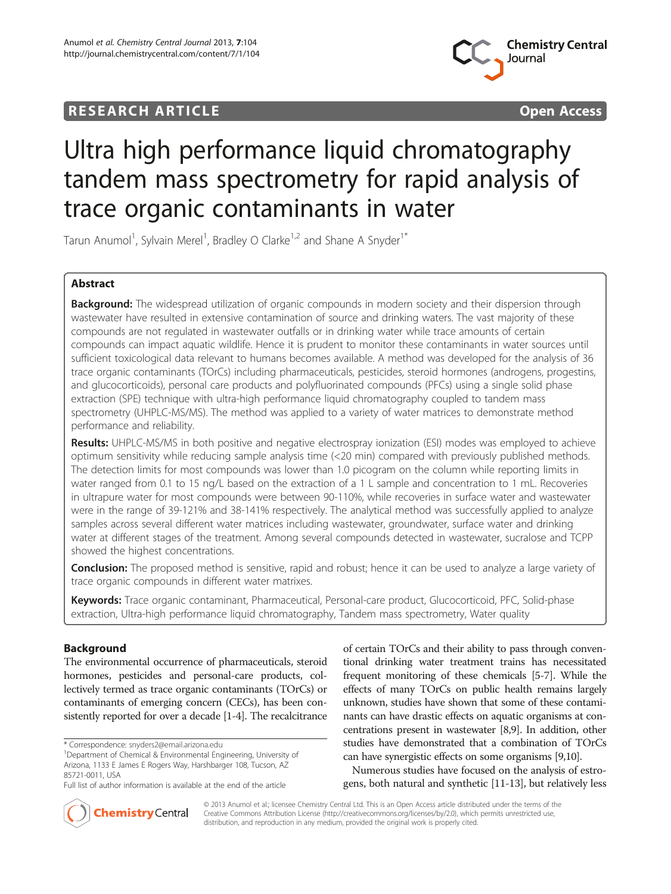RESEARCH ARTICLE Open Access

# Ultra high performance liquid chromatography tandem mass spectrometry for rapid analysis of trace organic contaminants in water

Tarun Anumol[1], Sylvain Merel[1], Bradley O Clarke[1,2] and Shane A Snyder[1*]

## Abstract

**Background:** The widespread utilization of organic compounds in modern society and their dispersion through wastewater have resulted in extensive contamination of source and drinking waters. The vast majority of these compounds are not regulated in wastewater outfalls or in drinking water while trace amounts of certain compounds can impact aquatic wildlife. Hence it is prudent to monitor these contaminants in water sources until sufficient toxicological data relevant to humans becomes available. A method was developed for the analysis of 36 trace organic contaminants (TOrCs) including pharmaceuticals, pesticides, steroid hormones (androgens, progestins, and glucocorticoids), personal care products and polyfluorinated compounds (PFCs) using a single solid phase extraction (SPE) technique with ultra-high performance liquid chromatography coupled to tandem mass spectrometry (UHPLC-MS/MS). The method was applied to a variety of water matrices to demonstrate method performance and reliability.

**Results:** UHPLC-MS/MS in both positive and negative electrospray ionization (ESI) modes was employed to achieve optimum sensitivity while reducing sample analysis time (<20 min) compared with previously published methods. The detection limits for most compounds was lower than 1.0 picogram on the column while reporting limits in water ranged from 0.1 to 15 ng/L based on the extraction of a 1 L sample and concentration to 1 mL. Recoveries in ultrapure water for most compounds were between 90-110%, while recoveries in surface water and wastewater were in the range of 39-121% and 38-141% respectively. The analytical method was successfully applied to analyze samples across several different water matrices including wastewater, groundwater, surface water and drinking water at different stages of the treatment. Among several compounds detected in wastewater, sucralose and TCPP showed the highest concentrations.

**Conclusion:** The proposed method is sensitive, rapid and robust; hence it can be used to analyze a large variety of trace organic compounds in different water matrixes.

**Keywords:** Trace organic contaminant, Pharmaceutical, Personal-care product, Glucocorticoid, PFC, Solid-phase extraction, Ultra-high performance liquid chromatography, Tandem mass spectrometry, Water quality

## Background

The environmental occurrence of pharmaceuticals, steroid hormones, pesticides and personal-care products, collectively termed as trace organic contaminants (TOrCs) or contaminants of emerging concern (CECs), has been consistently reported for over a decade [1-4]. The recalcitrance of certain TOrCs and their ability to pass through conventional drinking water treatment trains has necessitated frequent monitoring of these chemicals [5-7]. While the effects of many TOrCs on public health remains largely unknown, studies have shown that some of these contaminants can have drastic effects on aquatic organisms at concentrations present in wastewater [8,9]. In addition, other studies have demonstrated that a combination of TOrCs can have synergistic effects on some organisms [9,10].

Numerous studies have focused on the analysis of estrogens, both natural and synthetic [11-13], but relatively less

\* Correspondence: snyders2@email.arizona.edu
[1]Department of Chemical & Environmental Engineering, University of Arizona, 1133 E James E Rogers Way, Harshbarger 108, Tucson, AZ 85721-0011, USA
Full list of author information is available at the end of the article

© 2013 Anumol et al.; licensee Chemistry Central Ltd. This is an Open Access article distributed under the terms of the Creative Commons Attribution License (http://creativecommons.org/licenses/by/2.0), which permits unrestricted use, distribution, and reproduction in any medium, provided the original work is properly cited.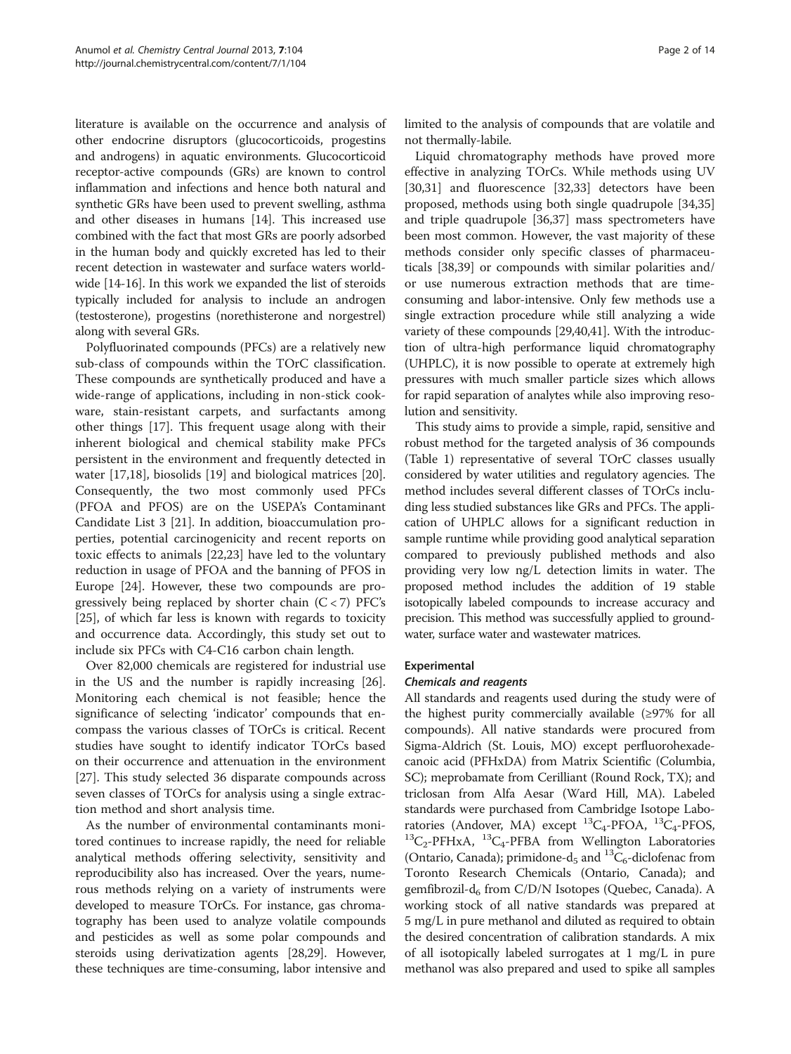literature is available on the occurrence and analysis of other endocrine disruptors (glucocorticoids, progestins and androgens) in aquatic environments. Glucocorticoid receptor-active compounds (GRs) are known to control inflammation and infections and hence both natural and synthetic GRs have been used to prevent swelling, asthma and other diseases in humans [14]. This increased use combined with the fact that most GRs are poorly adsorbed in the human body and quickly excreted has led to their recent detection in wastewater and surface waters worldwide [14-16]. In this work we expanded the list of steroids typically included for analysis to include an androgen (testosterone), progestins (norethisterone and norgestrel) along with several GRs.

Polyfluorinated compounds (PFCs) are a relatively new sub-class of compounds within the TOrC classification. These compounds are synthetically produced and have a wide-range of applications, including in non-stick cookware, stain-resistant carpets, and surfactants among other things [17]. This frequent usage along with their inherent biological and chemical stability make PFCs persistent in the environment and frequently detected in water [17,18], biosolids [19] and biological matrices [20]. Consequently, the two most commonly used PFCs (PFOA and PFOS) are on the USEPA's Contaminant Candidate List 3 [21]. In addition, bioaccumulation properties, potential carcinogenicity and recent reports on toxic effects to animals [22,23] have led to the voluntary reduction in usage of PFOA and the banning of PFOS in Europe [24]. However, these two compounds are progressively being replaced by shorter chain ($C < 7$) PFC's [25], of which far less is known with regards to toxicity and occurrence data. Accordingly, this study set out to include six PFCs with C4-C16 carbon chain length.

Over 82,000 chemicals are registered for industrial use in the US and the number is rapidly increasing [26]. Monitoring each chemical is not feasible; hence the significance of selecting 'indicator' compounds that encompass the various classes of TOrCs is critical. Recent studies have sought to identify indicator TOrCs based on their occurrence and attenuation in the environment [27]. This study selected 36 disparate compounds across seven classes of TOrCs for analysis using a single extraction method and short analysis time.

As the number of environmental contaminants monitored continues to increase rapidly, the need for reliable analytical methods offering selectivity, sensitivity and reproducibility also has increased. Over the years, numerous methods relying on a variety of instruments were developed to measure TOrCs. For instance, gas chromatography has been used to analyze volatile compounds and pesticides as well as some polar compounds and steroids using derivatization agents [28,29]. However, these techniques are time-consuming, labor intensive and limited to the analysis of compounds that are volatile and not thermally-labile.

Liquid chromatography methods have proved more effective in analyzing TOrCs. While methods using UV [30,31] and fluorescence [32,33] detectors have been proposed, methods using both single quadrupole [34,35] and triple quadrupole [36,37] mass spectrometers have been most common. However, the vast majority of these methods consider only specific classes of pharmaceuticals [38,39] or compounds with similar polarities and/or use numerous extraction methods that are time-consuming and labor-intensive. Only few methods use a single extraction procedure while still analyzing a wide variety of these compounds [29,40,41]. With the introduction of ultra-high performance liquid chromatography (UHPLC), it is now possible to operate at extremely high pressures with much smaller particle sizes which allows for rapid separation of analytes while also improving resolution and sensitivity.

This study aims to provide a simple, rapid, sensitive and robust method for the targeted analysis of 36 compounds (Table 1) representative of several TOrC classes usually considered by water utilities and regulatory agencies. The method includes several different classes of TOrCs including less studied substances like GRs and PFCs. The application of UHPLC allows for a significant reduction in sample runtime while providing good analytical separation compared to previously published methods and also providing very low ng/L detection limits in water. The proposed method includes the addition of 19 stable isotopically labeled compounds to increase accuracy and precision. This method was successfully applied to groundwater, surface water and wastewater matrices.

## Experimental

### Chemicals and reagents

All standards and reagents used during the study were of the highest purity commercially available (≥97% for all compounds). All native standards were procured from Sigma-Aldrich (St. Louis, MO) except perfluorohexadecanoic acid (PFHxDA) from Matrix Scientific (Columbia, SC); meprobamate from Cerilliant (Round Rock, TX); and triclosan from Alfa Aesar (Ward Hill, MA). Labeled standards were purchased from Cambridge Isotope Laboratories (Andover, MA) except $^{13}C_4$-PFOA, $^{13}C_4$-PFOS, $^{13}C_2$-PFHxA, $^{13}C_4$-PFBA from Wellington Laboratories (Ontario, Canada); primidone-$d_5$ and $^{13}C_6$-diclofenac from Toronto Research Chemicals (Ontario, Canada); and gemfibrozil-$d_6$ from C/D/N Isotopes (Quebec, Canada). A working stock of all native standards was prepared at 5 mg/L in pure methanol and diluted as required to obtain the desired concentration of calibration standards. A mix of all isotopically labeled surrogates at 1 mg/L in pure methanol was also prepared and used to spike all samples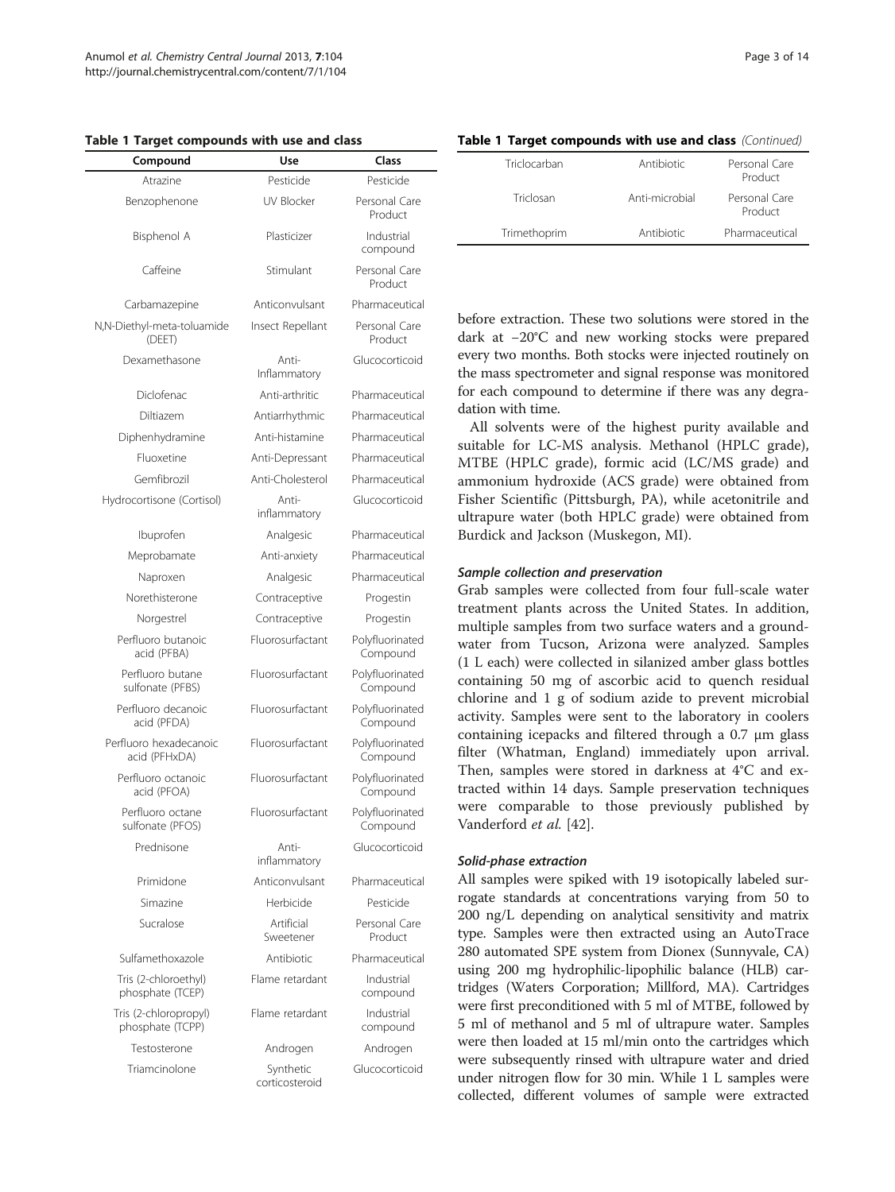**Table 1 Target compounds with use and class**

| Compound | Use | Class |
|---|---|---|
| Atrazine | Pesticide | Pesticide |
| Benzophenone | UV Blocker | Personal Care Product |
| Bisphenol A | Plasticizer | Industrial compound |
| Caffeine | Stimulant | Personal Care Product |
| Carbamazepine | Anticonvulsant | Pharmaceutical |
| N,N-Diethyl-meta-toluamide (DEET) | Insect Repellant | Personal Care Product |
| Dexamethasone | Anti-Inflammatory | Glucocorticoid |
| Diclofenac | Anti-arthritic | Pharmaceutical |
| Diltiazem | Antiarrhythmic | Pharmaceutical |
| Diphenhydramine | Anti-histamine | Pharmaceutical |
| Fluoxetine | Anti-Depressant | Pharmaceutical |
| Gemfibrozil | Anti-Cholesterol | Pharmaceutical |
| Hydrocortisone (Cortisol) | Anti-inflammatory | Glucocorticoid |
| Ibuprofen | Analgesic | Pharmaceutical |
| Meprobamate | Anti-anxiety | Pharmaceutical |
| Naproxen | Analgesic | Pharmaceutical |
| Norethisterone | Contraceptive | Progestin |
| Norgestrel | Contraceptive | Progestin |
| Perfluoro butanoic acid (PFBA) | Fluorosurfactant | Polyfluorinated Compound |
| Perfluoro butane sulfonate (PFBS) | Fluorosurfactant | Polyfluorinated Compound |
| Perfluoro decanoic acid (PFDA) | Fluorosurfactant | Polyfluorinated Compound |
| Perfluoro hexadecanoic acid (PFHxDA) | Fluorosurfactant | Polyfluorinated Compound |
| Perfluoro octanoic acid (PFOA) | Fluorosurfactant | Polyfluorinated Compound |
| Perfluoro octane sulfonate (PFOS) | Fluorosurfactant | Polyfluorinated Compound |
| Prednisone | Anti-inflammatory | Glucocorticoid |
| Primidone | Anticonvulsant | Pharmaceutical |
| Simazine | Herbicide | Pesticide |
| Sucralose | Artificial Sweetener | Personal Care Product |
| Sulfamethoxazole | Antibiotic | Pharmaceutical |
| Tris (2-chloroethyl) phosphate (TCEP) | Flame retardant | Industrial compound |
| Tris (2-chloropropyl) phosphate (TCPP) | Flame retardant | Industrial compound |
| Testosterone | Androgen | Androgen |
| Triamcinolone | Synthetic corticosteroid | Glucocorticoid |
| Triclocarban | Antibiotic | Personal Care Product |
| Triclosan | Anti-microbial | Personal Care Product |
| Trimethoprim | Antibiotic | Pharmaceutical |

before extraction. These two solutions were stored in the dark at −20°C and new working stocks were prepared every two months. Both stocks were injected routinely on the mass spectrometer and signal response was monitored for each compound to determine if there was any degradation with time.

All solvents were of the highest purity available and suitable for LC-MS analysis. Methanol (HPLC grade), MTBE (HPLC grade), formic acid (LC/MS grade) and ammonium hydroxide (ACS grade) were obtained from Fisher Scientific (Pittsburgh, PA), while acetonitrile and ultrapure water (both HPLC grade) were obtained from Burdick and Jackson (Muskegon, MI).

#### *Sample collection and preservation*

Grab samples were collected from four full-scale water treatment plants across the United States. In addition, multiple samples from two surface waters and a groundwater from Tucson, Arizona were analyzed. Samples (1 L each) were collected in silanized amber glass bottles containing 50 mg of ascorbic acid to quench residual chlorine and 1 g of sodium azide to prevent microbial activity. Samples were sent to the laboratory in coolers containing icepacks and filtered through a 0.7 μm glass filter (Whatman, England) immediately upon arrival. Then, samples were stored in darkness at 4°C and extracted within 14 days. Sample preservation techniques were comparable to those previously published by Vanderford *et al.* [42].

#### *Solid-phase extraction*

All samples were spiked with 19 isotopically labeled surrogate standards at concentrations varying from 50 to 200 ng/L depending on analytical sensitivity and matrix type. Samples were then extracted using an AutoTrace 280 automated SPE system from Dionex (Sunnyvale, CA) using 200 mg hydrophilic-lipophilic balance (HLB) cartridges (Waters Corporation; Millford, MA). Cartridges were first preconditioned with 5 ml of MTBE, followed by 5 ml of methanol and 5 ml of ultrapure water. Samples were then loaded at 15 ml/min onto the cartridges which were subsequently rinsed with ultrapure water and dried under nitrogen flow for 30 min. While 1 L samples were collected, different volumes of sample were extracted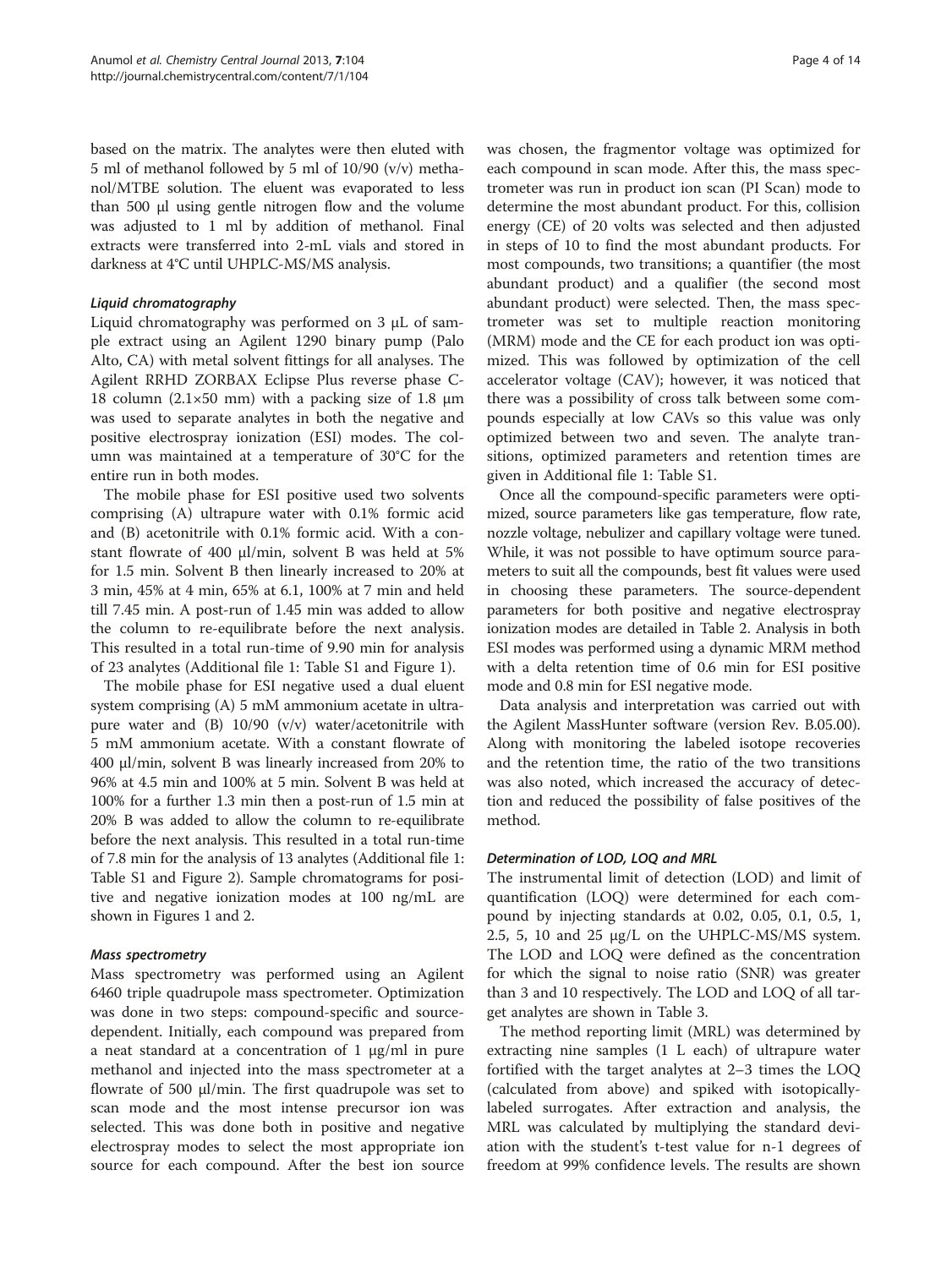based on the matrix. The analytes were then eluted with 5 ml of methanol followed by 5 ml of 10/90 (v/v) methanol/MTBE solution. The eluent was evaporated to less than 500 µl using gentle nitrogen flow and the volume was adjusted to 1 ml by addition of methanol. Final extracts were transferred into 2-mL vials and stored in darkness at 4°C until UHPLC-MS/MS analysis.

#### *Liquid chromatography*

Liquid chromatography was performed on 3 µL of sample extract using an Agilent 1290 binary pump (Palo Alto, CA) with metal solvent fittings for all analyses. The Agilent RRHD ZORBAX Eclipse Plus reverse phase C-18 column (2.1×50 mm) with a packing size of 1.8 µm was used to separate analytes in both the negative and positive electrospray ionization (ESI) modes. The column was maintained at a temperature of 30°C for the entire run in both modes.

The mobile phase for ESI positive used two solvents comprising (A) ultrapure water with 0.1% formic acid and (B) acetonitrile with 0.1% formic acid. With a constant flowrate of 400 µl/min, solvent B was held at 5% for 1.5 min. Solvent B then linearly increased to 20% at 3 min, 45% at 4 min, 65% at 6.1, 100% at 7 min and held till 7.45 min. A post-run of 1.45 min was added to allow the column to re-equilibrate before the next analysis. This resulted in a total run-time of 9.90 min for analysis of 23 analytes (Additional file 1: Table S1 and Figure 1).

The mobile phase for ESI negative used a dual eluent system comprising (A) 5 mM ammonium acetate in ultrapure water and (B) 10/90 (v/v) water/acetonitrile with 5 mM ammonium acetate. With a constant flowrate of 400 µl/min, solvent B was linearly increased from 20% to 96% at 4.5 min and 100% at 5 min. Solvent B was held at 100% for a further 1.3 min then a post-run of 1.5 min at 20% B was added to allow the column to re-equilibrate before the next analysis. This resulted in a total run-time of 7.8 min for the analysis of 13 analytes (Additional file 1: Table S1 and Figure 2). Sample chromatograms for positive and negative ionization modes at 100 ng/mL are shown in Figures 1 and 2.

#### *Mass spectrometry*

Mass spectrometry was performed using an Agilent 6460 triple quadrupole mass spectrometer. Optimization was done in two steps: compound-specific and source-dependent. Initially, each compound was prepared from a neat standard at a concentration of 1 µg/ml in pure methanol and injected into the mass spectrometer at a flowrate of 500 µl/min. The first quadrupole was set to scan mode and the most intense precursor ion was selected. This was done both in positive and negative electrospray modes to select the most appropriate ion source for each compound. After the best ion source was chosen, the fragmentor voltage was optimized for each compound in scan mode. After this, the mass spectrometer was run in product ion scan (PI Scan) mode to determine the most abundant product. For this, collision energy (CE) of 20 volts was selected and then adjusted in steps of 10 to find the most abundant products. For most compounds, two transitions; a quantifier (the most abundant product) and a qualifier (the second most abundant product) were selected. Then, the mass spectrometer was set to multiple reaction monitoring (MRM) mode and the CE for each product ion was optimized. This was followed by optimization of the cell accelerator voltage (CAV); however, it was noticed that there was a possibility of cross talk between some compounds especially at low CAVs so this value was only optimized between two and seven. The analyte transitions, optimized parameters and retention times are given in Additional file 1: Table S1.

Once all the compound-specific parameters were optimized, source parameters like gas temperature, flow rate, nozzle voltage, nebulizer and capillary voltage were tuned. While, it was not possible to have optimum source parameters to suit all the compounds, best fit values were used in choosing these parameters. The source-dependent parameters for both positive and negative electrospray ionization modes are detailed in Table 2. Analysis in both ESI modes was performed using a dynamic MRM method with a delta retention time of 0.6 min for ESI positive mode and 0.8 min for ESI negative mode.

Data analysis and interpretation was carried out with the Agilent MassHunter software (version Rev. B.05.00). Along with monitoring the labeled isotope recoveries and the retention time, the ratio of the two transitions was also noted, which increased the accuracy of detection and reduced the possibility of false positives of the method.

#### *Determination of LOD, LOQ and MRL*

The instrumental limit of detection (LOD) and limit of quantification (LOQ) were determined for each compound by injecting standards at 0.02, 0.05, 0.1, 0.5, 1, 2.5, 5, 10 and 25 µg/L on the UHPLC-MS/MS system. The LOD and LOQ were defined as the concentration for which the signal to noise ratio (SNR) was greater than 3 and 10 respectively. The LOD and LOQ of all target analytes are shown in Table 3.

The method reporting limit (MRL) was determined by extracting nine samples (1 L each) of ultrapure water fortified with the target analytes at 2–3 times the LOQ (calculated from above) and spiked with isotopically-labeled surrogates. After extraction and analysis, the MRL was calculated by multiplying the standard deviation with the student's t-test value for n-1 degrees of freedom at 99% confidence levels. The results are shown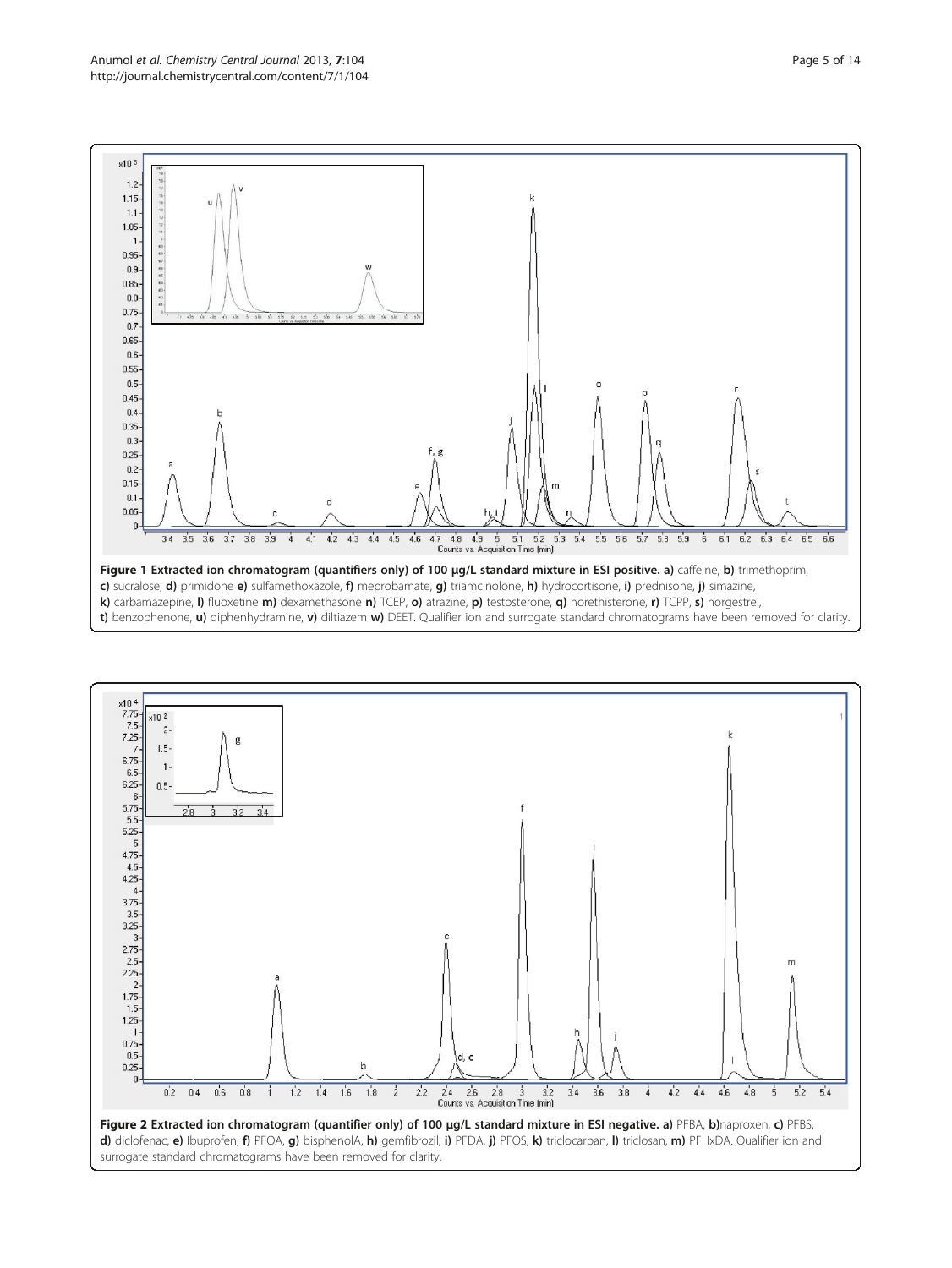**Figure 1 Extracted ion chromatogram (quantifiers only) of 100 µg/L standard mixture in ESI positive. a)** caffeine, **b)** trimethoprim, **c)** sucralose, **d)** primidone **e)** sulfamethoxazole, **f)** meprobamate, **g)** triamcinolone, **h)** hydrocortisone, **i)** prednisone, **j)** simazine, **k)** carbamazepine, **l)** fluoxetine **m)** dexamethasone **n)** TCEP, **o)** atrazine, **p)** testosterone, **q)** norethisterone, **r)** TCPP, **s)** norgestrel, **t)** benzophenone, **u)** diphenhydramine, **v)** diltiazem **w)** DEET. Qualifier ion and surrogate standard chromatograms have been removed for clarity.

**Figure 2 Extracted ion chromatogram (quantifier only) of 100 µg/L standard mixture in ESI negative. a)** PFBA, **b)**naproxen, **c)** PFBS, **d)** diclofenac, **e)** Ibuprofen, **f)** PFOA, **g)** bisphenolA, **h)** gemfibrozil, **i)** PFDA, **j)** PFOS, **k)** triclocarban, **l)** triclosan, **m)** PFHxDA. Qualifier ion and surrogate standard chromatograms have been removed for clarity.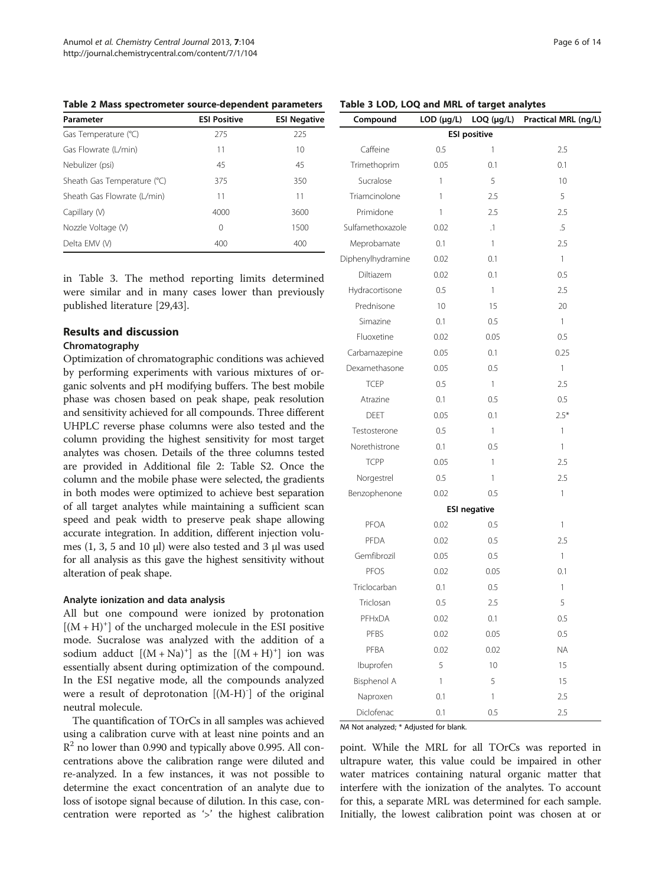**Table 2 Mass spectrometer source-dependent parameters**

| Parameter | ESI Positive | ESI Negative |
|---|---|---|
| Gas Temperature (°C) | 275 | 225 |
| Gas Flowrate (L/min) | 11 | 10 |
| Nebulizer (psi) | 45 | 45 |
| Sheath Gas Temperature (°C) | 375 | 350 |
| Sheath Gas Flowrate (L/min) | 11 | 11 |
| Capillary (V) | 4000 | 3600 |
| Nozzle Voltage (V) | 0 | 1500 |
| Delta EMV (V) | 400 | 400 |

in Table 3. The method reporting limits determined were similar and in many cases lower than previously published literature [29,43].

## Results and discussion

### Chromatography

Optimization of chromatographic conditions was achieved by performing experiments with various mixtures of organic solvents and pH modifying buffers. The best mobile phase was chosen based on peak shape, peak resolution and sensitivity achieved for all compounds. Three different UHPLC reverse phase columns were also tested and the column providing the highest sensitivity for most target analytes was chosen. Details of the three columns tested are provided in Additional file 2: Table S2. Once the column and the mobile phase were selected, the gradients in both modes were optimized to achieve best separation of all target analytes while maintaining a sufficient scan speed and peak width to preserve peak shape allowing accurate integration. In addition, different injection volumes (1, 3, 5 and 10 μl) were also tested and 3 μl was used for all analysis as this gave the highest sensitivity without alteration of peak shape.

### Analyte ionization and data analysis

All but one compound were ionized by protonation $[(M+H)^+]$ of the uncharged molecule in the ESI positive mode. Sucralose was analyzed with the addition of a sodium adduct $[(M+Na)^+]$ as the $[(M+H)^+]$ ion was essentially absent during optimization of the compound. In the ESI negative mode, all the compounds analyzed were a result of deprotonation $[(M\text{-}H)^-]$ of the original neutral molecule.

The quantification of TOrCs in all samples was achieved using a calibration curve with at least nine points and an $R^2$ no lower than 0.990 and typically above 0.995. All concentrations above the calibration range were diluted and re-analyzed. In a few instances, it was not possible to determine the exact concentration of an analyte due to loss of isotope signal because of dilution. In this case, concentration were reported as '>' the highest calibration point. While the MRL for all TOrCs was reported in ultrapure water, this value could be impaired in other water matrices containing natural organic matter that interfere with the ionization of the analytes. To account for this, a separate MRL was determined for each sample. Initially, the lowest calibration point was chosen at or

**Table 3 LOD, LOQ and MRL of target analytes**

| Compound | LOD (μg/L) | LOQ (μg/L) | Practical MRL (ng/L) |
|---|---|---|---|
| **ESI positive** | | | |
| Caffeine | 0.5 | 1 | 2.5 |
| Trimethoprim | 0.05 | 0.1 | 0.1 |
| Sucralose | 1 | 5 | 10 |
| Triamcinolone | 1 | 2.5 | 5 |
| Primidone | 1 | 2.5 | 2.5 |
| Sulfamethoxazole | 0.02 | .1 | .5 |
| Meprobamate | 0.1 | 1 | 2.5 |
| Diphenylhydramine | 0.02 | 0.1 | 1 |
| Diltiazem | 0.02 | 0.1 | 0.5 |
| Hydracortisone | 0.5 | 1 | 2.5 |
| Prednisone | 10 | 15 | 20 |
| Simazine | 0.1 | 0.5 | 1 |
| Fluoxetine | 0.02 | 0.05 | 0.5 |
| Carbamazepine | 0.05 | 0.1 | 0.25 |
| Dexamethasone | 0.05 | 0.5 | 1 |
| TCEP | 0.5 | 1 | 2.5 |
| Atrazine | 0.1 | 0.5 | 0.5 |
| DEET | 0.05 | 0.1 | 2.5* |
| Testosterone | 0.5 | 1 | 1 |
| Norethistrone | 0.1 | 0.5 | 1 |
| TCPP | 0.05 | 1 | 2.5 |
| Norgestrel | 0.5 | 1 | 2.5 |
| Benzophenone | 0.02 | 0.5 | 1 |
| **ESI negative** | | | |
| PFOA | 0.02 | 0.5 | 1 |
| PFDA | 0.02 | 0.5 | 2.5 |
| Gemfibrozil | 0.05 | 0.5 | 1 |
| PFOS | 0.02 | 0.05 | 0.1 |
| Triclocarban | 0.1 | 0.5 | 1 |
| Triclosan | 0.5 | 2.5 | 5 |
| PFHxDA | 0.02 | 0.1 | 0.5 |
| PFBS | 0.02 | 0.05 | 0.5 |
| PFBA | 0.02 | 0.02 | NA |
| Ibuprofen | 5 | 10 | 15 |
| Bisphenol A | 1 | 5 | 15 |
| Naproxen | 0.1 | 1 | 2.5 |
| Diclofenac | 0.1 | 0.5 | 2.5 |

*NA* Not analyzed; * Adjusted for blank.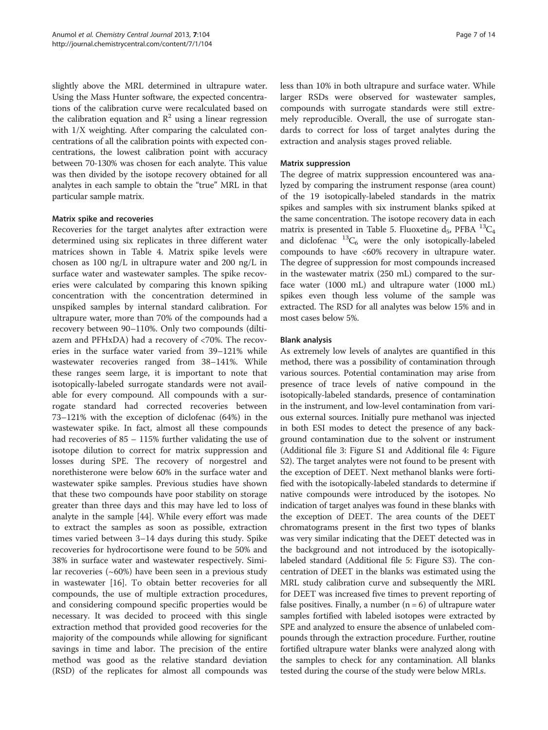slightly above the MRL determined in ultrapure water. Using the Mass Hunter software, the expected concentrations of the calibration curve were recalculated based on the calibration equation and $R^2$ using a linear regression with 1/X weighting. After comparing the calculated concentrations of all the calibration points with expected concentrations, the lowest calibration point with accuracy between 70-130% was chosen for each analyte. This value was then divided by the isotope recovery obtained for all analytes in each sample to obtain the "true" MRL in that particular sample matrix.

### Matrix spike and recoveries

Recoveries for the target analytes after extraction were determined using six replicates in three different water matrices shown in Table 4. Matrix spike levels were chosen as 100 ng/L in ultrapure water and 200 ng/L in surface water and wastewater samples. The spike recoveries were calculated by comparing this known spiking concentration with the concentration determined in unspiked samples by internal standard calibration. For ultrapure water, more than 70% of the compounds had a recovery between 90–110%. Only two compounds (diltiazem and PFHxDA) had a recovery of <70%. The recoveries in the surface water varied from 39–121% while wastewater recoveries ranged from 38–141%. While these ranges seem large, it is important to note that isotopically-labeled surrogate standards were not available for every compound. All compounds with a surrogate standard had corrected recoveries between 73–121% with the exception of diclofenac (64%) in the wastewater spike. In fact, almost all these compounds had recoveries of 85 – 115% further validating the use of isotope dilution to correct for matrix suppression and losses during SPE. The recovery of norgestrel and norethisterone were below 60% in the surface water and wastewater spike samples. Previous studies have shown that these two compounds have poor stability on storage greater than three days and this may have led to loss of analyte in the sample [44]. While every effort was made to extract the samples as soon as possible, extraction times varied between 3–14 days during this study. Spike recoveries for hydrocortisone were found to be 50% and 38% in surface water and wastewater respectively. Similar recoveries (~60%) have been seen in a previous study in wastewater [16]. To obtain better recoveries for all compounds, the use of multiple extraction procedures, and considering compound specific properties would be necessary. It was decided to proceed with this single extraction method that provided good recoveries for the majority of the compounds while allowing for significant savings in time and labor. The precision of the entire method was good as the relative standard deviation (RSD) of the replicates for almost all compounds was less than 10% in both ultrapure and surface water. While larger RSDs were observed for wastewater samples, compounds with surrogate standards were still extremely reproducible. Overall, the use of surrogate standards to correct for loss of target analytes during the extraction and analysis stages proved reliable.

### Matrix suppression

The degree of matrix suppression encountered was analyzed by comparing the instrument response (area count) of the 19 isotopically-labeled standards in the matrix spikes and samples with six instrument blanks spiked at the same concentration. The isotope recovery data in each matrix is presented in Table 5. Fluoxetine $d_5$, PFBA $^{13}C_4$ and diclofenac $^{13}C_6$ were the only isotopically-labeled compounds to have <60% recovery in ultrapure water. The degree of suppression for most compounds increased in the wastewater matrix (250 mL) compared to the surface water (1000 mL) and ultrapure water (1000 mL) spikes even though less volume of the sample was extracted. The RSD for all analytes was below 15% and in most cases below 5%.

### Blank analysis

As extremely low levels of analytes are quantified in this method, there was a possibility of contamination through various sources. Potential contamination may arise from presence of trace levels of native compound in the isotopically-labeled standards, presence of contamination in the instrument, and low-level contamination from various external sources. Initially pure methanol was injected in both ESI modes to detect the presence of any background contamination due to the solvent or instrument (Additional file 3: Figure S1 and Additional file 4: Figure S2). The target analytes were not found to be present with the exception of DEET. Next methanol blanks were fortified with the isotopically-labeled standards to determine if native compounds were introduced by the isotopes. No indication of target analyes was found in these blanks with the exception of DEET. The area counts of the DEET chromatograms present in the first two types of blanks was very similar indicating that the DEET detected was in the background and not introduced by the isotopically-labeled standard (Additional file 5: Figure S3). The concentration of DEET in the blanks was estimated using the MRL study calibration curve and subsequently the MRL for DEET was increased five times to prevent reporting of false positives. Finally, a number (n = 6) of ultrapure water samples fortified with labeled isotopes were extracted by SPE and analyzed to ensure the absence of unlabeled compounds through the extraction procedure. Further, routine fortified ultrapure water blanks were analyzed along with the samples to check for any contamination. All blanks tested during the course of the study were below MRLs.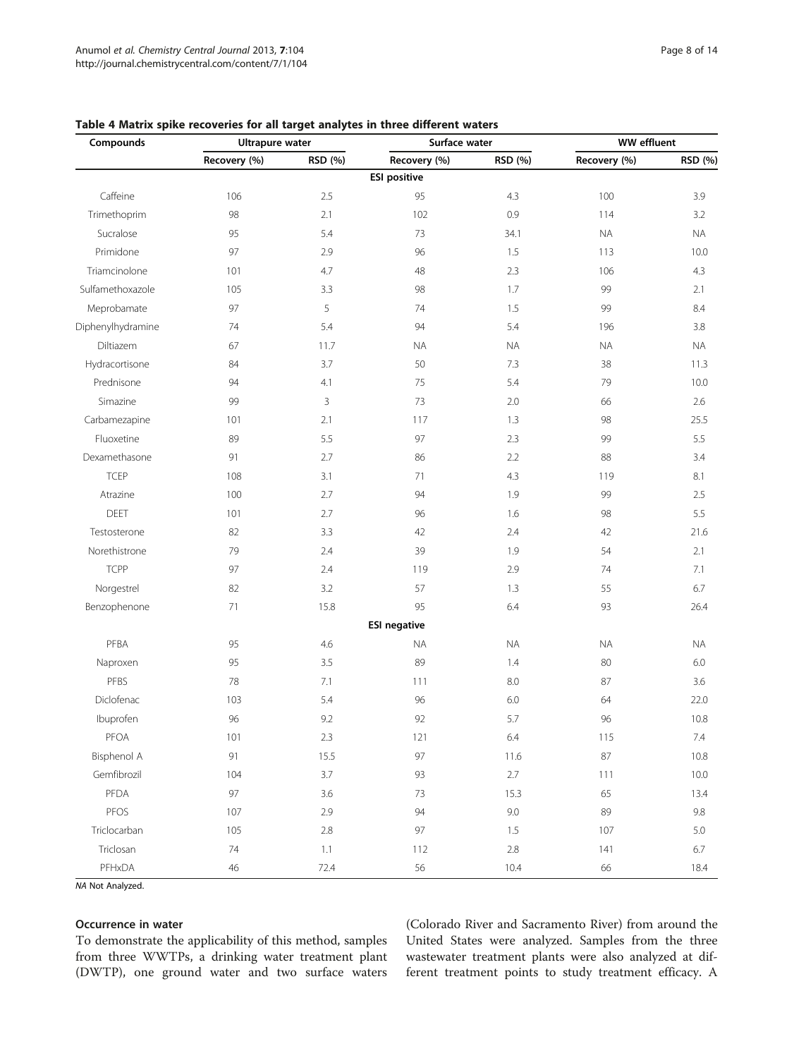**Table 4 Matrix spike recoveries for all target analytes in three different waters**

| Compounds | Ultrapure water | | Surface water | | WW effluent | |
|---|---|---|---|---|---|---|
| | Recovery (%) | RSD (%) | Recovery (%) | RSD (%) | Recovery (%) | RSD (%) |
| **ESI positive** | | | | | | |
| Caffeine | 106 | 2.5 | 95 | 4.3 | 100 | 3.9 |
| Trimethoprim | 98 | 2.1 | 102 | 0.9 | 114 | 3.2 |
| Sucralose | 95 | 5.4 | 73 | 34.1 | NA | NA |
| Primidone | 97 | 2.9 | 96 | 1.5 | 113 | 10.0 |
| Triamcinolone | 101 | 4.7 | 48 | 2.3 | 106 | 4.3 |
| Sulfamethoxazole | 105 | 3.3 | 98 | 1.7 | 99 | 2.1 |
| Meprobamate | 97 | 5 | 74 | 1.5 | 99 | 8.4 |
| Diphenylhydramine | 74 | 5.4 | 94 | 5.4 | 196 | 3.8 |
| Diltiazem | 67 | 11.7 | NA | NA | NA | NA |
| Hydracortisone | 84 | 3.7 | 50 | 7.3 | 38 | 11.3 |
| Prednisone | 94 | 4.1 | 75 | 5.4 | 79 | 10.0 |
| Simazine | 99 | 3 | 73 | 2.0 | 66 | 2.6 |
| Carbamezapine | 101 | 2.1 | 117 | 1.3 | 98 | 25.5 |
| Fluoxetine | 89 | 5.5 | 97 | 2.3 | 99 | 5.5 |
| Dexamethasone | 91 | 2.7 | 86 | 2.2 | 88 | 3.4 |
| TCEP | 108 | 3.1 | 71 | 4.3 | 119 | 8.1 |
| Atrazine | 100 | 2.7 | 94 | 1.9 | 99 | 2.5 |
| DEET | 101 | 2.7 | 96 | 1.6 | 98 | 5.5 |
| Testosterone | 82 | 3.3 | 42 | 2.4 | 42 | 21.6 |
| Norethistrone | 79 | 2.4 | 39 | 1.9 | 54 | 2.1 |
| TCPP | 97 | 2.4 | 119 | 2.9 | 74 | 7.1 |
| Norgestrel | 82 | 3.2 | 57 | 1.3 | 55 | 6.7 |
| Benzophenone | 71 | 15.8 | 95 | 6.4 | 93 | 26.4 |
| **ESI negative** | | | | | | |
| PFBA | 95 | 4.6 | NA | NA | NA | NA |
| Naproxen | 95 | 3.5 | 89 | 1.4 | 80 | 6.0 |
| PFBS | 78 | 7.1 | 111 | 8.0 | 87 | 3.6 |
| Diclofenac | 103 | 5.4 | 96 | 6.0 | 64 | 22.0 |
| Ibuprofen | 96 | 9.2 | 92 | 5.7 | 96 | 10.8 |
| PFOA | 101 | 2.3 | 121 | 6.4 | 115 | 7.4 |
| Bisphenol A | 91 | 15.5 | 97 | 11.6 | 87 | 10.8 |
| Gemfibrozil | 104 | 3.7 | 93 | 2.7 | 111 | 10.0 |
| PFDA | 97 | 3.6 | 73 | 15.3 | 65 | 13.4 |
| PFOS | 107 | 2.9 | 94 | 9.0 | 89 | 9.8 |
| Triclocarban | 105 | 2.8 | 97 | 1.5 | 107 | 5.0 |
| Triclosan | 74 | 1.1 | 112 | 2.8 | 141 | 6.7 |
| PFHxDA | 46 | 72.4 | 56 | 10.4 | 66 | 18.4 |

*NA* Not Analyzed.

### Occurrence in water

To demonstrate the applicability of this method, samples from three WWTPs, a drinking water treatment plant (DWTP), one ground water and two surface waters (Colorado River and Sacramento River) from around the United States were analyzed. Samples from the three wastewater treatment plants were also analyzed at different treatment points to study treatment efficacy. A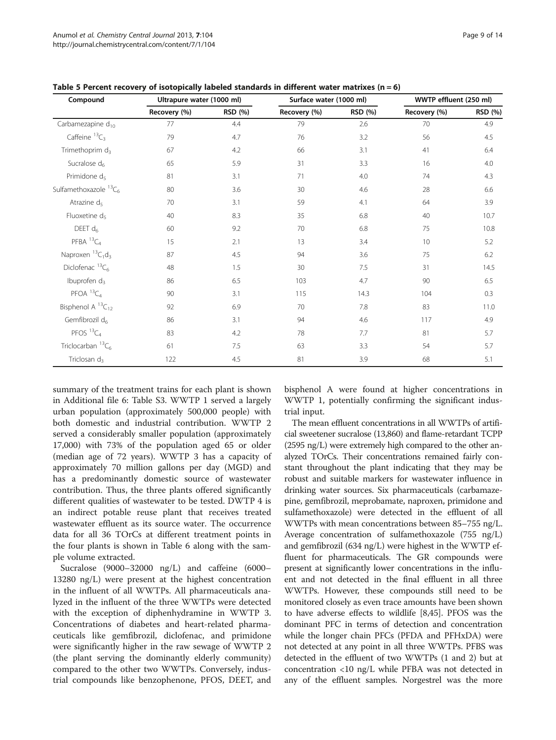**Table 5 Percent recovery of isotopically labeled standards in different water matrixes (n = 6)**

| Compound | Ultrapure water (1000 ml) | | Surface water (1000 ml) | | WWTP effluent (250 ml) | |
|---|---|---|---|---|---|---|
| | Recovery (%) | RSD (%) | Recovery (%) | RSD (%) | Recovery (%) | RSD (%) |
| Carbamezapine $d_{10}$ | 77 | 4.4 | 79 | 2.6 | 70 | 4.9 |
| Caffeine $^{13}C_3$ | 79 | 4.7 | 76 | 3.2 | 56 | 4.5 |
| Trimethoprim $d_3$ | 67 | 4.2 | 66 | 3.1 | 41 | 6.4 |
| Sucralose $d_6$ | 65 | 5.9 | 31 | 3.3 | 16 | 4.0 |
| Primidone $d_5$ | 81 | 3.1 | 71 | 4.0 | 74 | 4.3 |
| Sulfamethoxazole $^{13}C_6$ | 80 | 3.6 | 30 | 4.6 | 28 | 6.6 |
| Atrazine $d_5$ | 70 | 3.1 | 59 | 4.1 | 64 | 3.9 |
| Fluoxetine $d_5$ | 40 | 8.3 | 35 | 6.8 | 40 | 10.7 |
| DEET $d_6$ | 60 | 9.2 | 70 | 6.8 | 75 | 10.8 |
| PFBA $^{13}C_4$ | 15 | 2.1 | 13 | 3.4 | 10 | 5.2 |
| Naproxen $^{13}C_1d_3$ | 87 | 4.5 | 94 | 3.6 | 75 | 6.2 |
| Diclofenac $^{13}C_6$ | 48 | 1.5 | 30 | 7.5 | 31 | 14.5 |
| Ibuprofen $d_3$ | 86 | 6.5 | 103 | 4.7 | 90 | 6.5 |
| PFOA $^{13}C_4$ | 90 | 3.1 | 115 | 14.3 | 104 | 0.3 |
| Bisphenol A $^{13}C_{12}$ | 92 | 6.9 | 70 | 7.8 | 83 | 11.0 |
| Gemfibrozil $d_6$ | 86 | 3.1 | 94 | 4.6 | 117 | 4.9 |
| PFOS $^{13}C_4$ | 83 | 4.2 | 78 | 7.7 | 81 | 5.7 |
| Triclocarban $^{13}C_6$ | 61 | 7.5 | 63 | 3.3 | 54 | 5.7 |
| Triclosan $d_3$ | 122 | 4.5 | 81 | 3.9 | 68 | 5.1 |

summary of the treatment trains for each plant is shown in Additional file 6: Table S3. WWTP 1 served a largely urban population (approximately 500,000 people) with both domestic and industrial contribution. WWTP 2 served a considerably smaller population (approximately 17,000) with 73% of the population aged 65 or older (median age of 72 years). WWTP 3 has a capacity of approximately 70 million gallons per day (MGD) and has a predominantly domestic source of wastewater contribution. Thus, the three plants offered significantly different qualities of wastewater to be tested. DWTP 4 is an indirect potable reuse plant that receives treated wastewater effluent as its source water. The occurrence data for all 36 TOrCs at different treatment points in the four plants is shown in Table 6 along with the sample volume extracted.

Sucralose (9000–32000 ng/L) and caffeine (6000–13280 ng/L) were present at the highest concentration in the influent of all WWTPs. All pharmaceuticals analyzed in the influent of the three WWTPs were detected with the exception of diphenhydramine in WWTP 3. Concentrations of diabetes and heart-related pharmaceuticals like gemfibrozil, diclofenac, and primidone were significantly higher in the raw sewage of WWTP 2 (the plant serving the dominantly elderly community) compared to the other two WWTPs. Conversely, industrial compounds like benzophenone, PFOS, DEET, and bisphenol A were found at higher concentrations in WWTP 1, potentially confirming the significant industrial input.

The mean effluent concentrations in all WWTPs of artificial sweetener sucralose (13,860) and flame-retardant TCPP (2595 ng/L) were extremely high compared to the other analyzed TOrCs. Their concentrations remained fairly constant throughout the plant indicating that they may be robust and suitable markers for wastewater influence in drinking water sources. Six pharmaceuticals (carbamazepine, gemfibrozil, meprobamate, naproxen, primidone and sulfamethoxazole) were detected in the effluent of all WWTPs with mean concentrations between 85–755 ng/L. Average concentration of sulfamethoxazole (755 ng/L) and gemfibrozil (634 ng/L) were highest in the WWTP effluent for pharmaceuticals. The GR compounds were present at significantly lower concentrations in the influent and not detected in the final effluent in all three WWTPs. However, these compounds still need to be monitored closely as even trace amounts have been shown to have adverse effects to wildlife [8,45]. PFOS was the dominant PFC in terms of detection and concentration while the longer chain PFCs (PFDA and PFHxDA) were not detected at any point in all three WWTPs. PFBS was detected in the effluent of two WWTPs (1 and 2) but at concentration <10 ng/L while PFBA was not detected in any of the effluent samples. Norgestrel was the more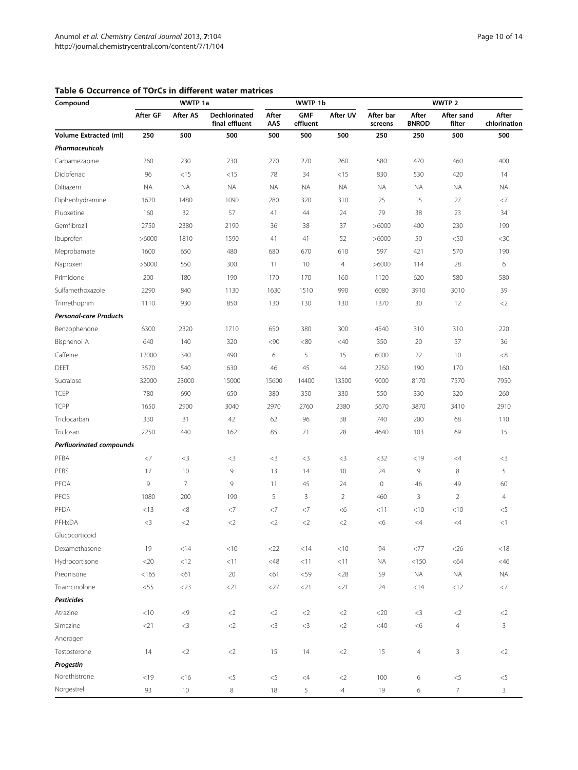**Table 6 Occurrence of TOrCs in different water matrices**

| Compound | WWTP 1a | | | WWTP 1b | | | WWTP 2 | | | |
|---|---|---|---|---|---|---|---|---|---|---|
| | After GF | After AS | Dechlorinated final effluent | After AAS | GMF effluent | After UV | After bar screens | After BNROD | After sand filter | After chlorination |
| **Volume Extracted (ml)** | **250** | **500** | **500** | **500** | **500** | **500** | **250** | **250** | **500** | **500** |
| ***Pharmaceuticals*** | | | | | | | | | | |
| Carbamezapine | 260 | 230 | 230 | 270 | 270 | 260 | 580 | 470 | 460 | 400 |
| Diclofenac | 96 | <15 | <15 | 78 | 34 | <15 | 830 | 530 | 420 | 14 |
| Diltiazem | NA | NA | NA | NA | NA | NA | NA | NA | NA | NA |
| Diphenhydramine | 1620 | 1480 | 1090 | 280 | 320 | 310 | 25 | 15 | 27 | <7 |
| Fluoxetine | 160 | 32 | 57 | 41 | 44 | 24 | 79 | 38 | 23 | 34 |
| Gemfibrozil | 2750 | 2380 | 2190 | 36 | 38 | 37 | >6000 | 400 | 230 | 190 |
| Ibuprofen | >6000 | 1810 | 1590 | 41 | 41 | 52 | >6000 | 50 | <50 | <30 |
| Meprobamate | 1600 | 650 | 480 | 680 | 670 | 610 | 597 | 421 | 570 | 190 |
| Naproxen | >6000 | 550 | 300 | 11 | 10 | 4 | >6000 | 114 | 28 | 6 |
| Primidone | 200 | 180 | 190 | 170 | 170 | 160 | 1120 | 620 | 580 | 580 |
| Sulfamethoxazole | 2290 | 840 | 1130 | 1630 | 1510 | 990 | 6080 | 3910 | 3010 | 39 |
| Trimethoprim | 1110 | 930 | 850 | 130 | 130 | 130 | 1370 | 30 | 12 | <2 |
| ***Personal-care Products*** | | | | | | | | | | |
| Benzophenone | 6300 | 2320 | 1710 | 650 | 380 | 300 | 4540 | 310 | 310 | 220 |
| Bisphenol A | 640 | 140 | 320 | <90 | <80 | <40 | 350 | 20 | 57 | 36 |
| Caffeine | 12000 | 340 | 490 | 6 | 5 | 15 | 6000 | 22 | 10 | <8 |
| DEET | 3570 | 540 | 630 | 46 | 45 | 44 | 2250 | 190 | 170 | 160 |
| Sucralose | 32000 | 23000 | 15000 | 15600 | 14400 | 13500 | 9000 | 8170 | 7570 | 7950 |
| TCEP | 780 | 690 | 650 | 380 | 350 | 330 | 550 | 330 | 320 | 260 |
| TCPP | 1650 | 2900 | 3040 | 2970 | 2760 | 2380 | 5670 | 3870 | 3410 | 2910 |
| Triclocarban | 330 | 31 | 42 | 62 | 96 | 38 | 740 | 200 | 68 | 110 |
| Triclosan | 2250 | 440 | 162 | 85 | 71 | 28 | 4640 | 103 | 69 | 15 |
| ***Perfluorinated compounds*** | | | | | | | | | | |
| PFBA | <7 | <3 | <3 | <3 | <3 | <3 | <32 | <19 | <4 | <3 |
| PFBS | 17 | 10 | 9 | 13 | 14 | 10 | 24 | 9 | 8 | 5 |
| PFOA | 9 | 7 | 9 | 11 | 45 | 24 | 0 | 46 | 49 | 60 |
| PFOS | 1080 | 200 | 190 | 5 | 3 | 2 | 460 | 3 | 2 | 4 |
| PFDA | <13 | <8 | <7 | <7 | <7 | <6 | <11 | <10 | <10 | <5 |
| PFHxDA | <3 | <2 | <2 | <2 | <2 | <2 | <6 | <4 | <4 | <1 |
| Glucocorticoid | | | | | | | | | | |
| Dexamethasone | 19 | <14 | <10 | <22 | <14 | <10 | 94 | <77 | <26 | <18 |
| Hydrocortisone | <20 | <12 | <11 | <48 | <11 | <11 | NA | <150 | <64 | <46 |
| Prednisone | <165 | <61 | 20 | <61 | <59 | <28 | 59 | NA | NA | NA |
| Triamcinolone | <55 | <23 | <21 | <27 | <21 | <21 | 24 | <14 | <12 | <7 |
| ***Pesticides*** | | | | | | | | | | |
| Atrazine | <10 | <9 | <2 | <2 | <2 | <2 | <20 | <3 | <2 | <2 |
| Simazine | <21 | <3 | <2 | <3 | <3 | <2 | <40 | <6 | 4 | 3 |
| Androgen | | | | | | | | | | |
| Testosterone | 14 | <2 | <2 | 15 | 14 | <2 | 15 | 4 | 3 | <2 |
| ***Progestin*** | | | | | | | | | | |
| Norethistrone | <19 | <16 | <5 | <5 | <4 | <2 | 100 | 6 | <5 | <5 |
| Norgestrel | 93 | 10 | 8 | 18 | 5 | 4 | 19 | 6 | 7 | 3 |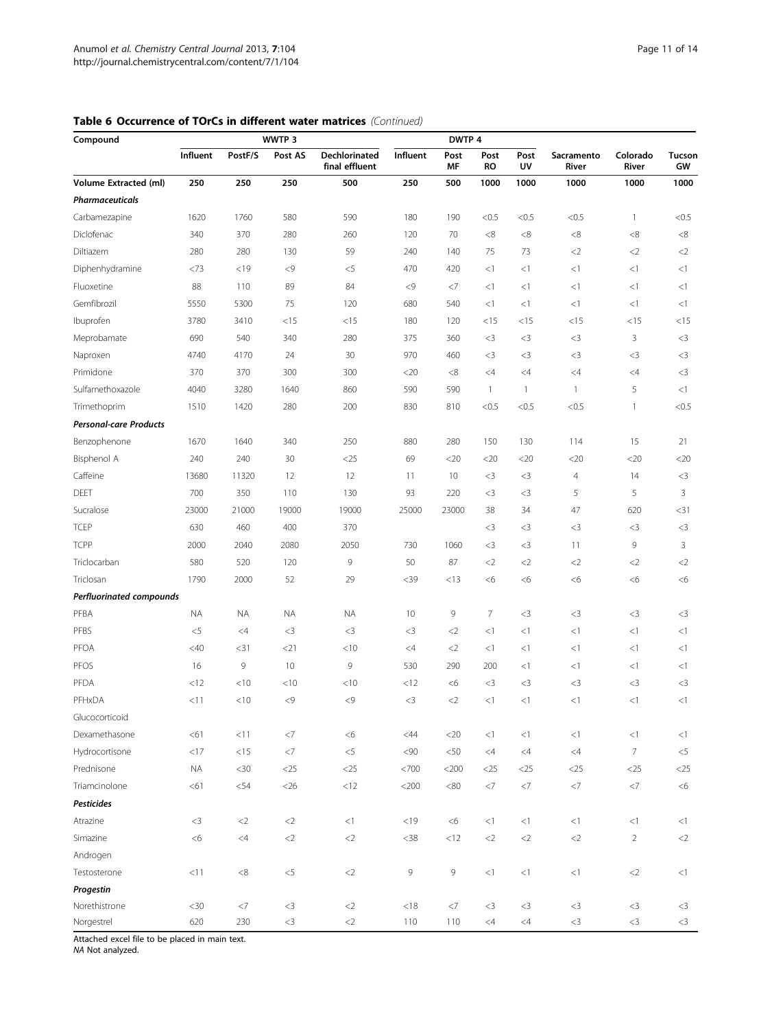**Table 6 Occurrence of TOrCs in different water matrices** *(Continued)*

| Compound | WWTP 3 | | | | DWTP 4 | | | | | | |
|---|---|---|---|---|---|---|---|---|---|---|---|
| | Influent | PostF/S | Post AS | Dechlorinated final effluent | Influent | Post MF | Post RO | Post UV | Sacramento River | Colorado River | Tucson GW |
| **Volume Extracted (ml)** | **250** | **250** | **250** | **500** | **250** | **500** | **1000** | **1000** | **1000** | **1000** | **1000** |
| ***Pharmaceuticals*** | | | | | | | | | | | |
| Carbamezapine | 1620 | 1760 | 580 | 590 | 180 | 190 | <0.5 | <0.5 | <0.5 | 1 | <0.5 |
| Diclofenac | 340 | 370 | 280 | 260 | 120 | 70 | <8 | <8 | <8 | <8 | <8 |
| Diltiazem | 280 | 280 | 130 | 59 | 240 | 140 | 75 | 73 | <2 | <2 | <2 |
| Diphenhydramine | <73 | <19 | <9 | <5 | 470 | 420 | <1 | <1 | <1 | <1 | <1 |
| Fluoxetine | 88 | 110 | 89 | 84 | <9 | <7 | <1 | <1 | <1 | <1 | <1 |
| Gemfibrozil | 5550 | 5300 | 75 | 120 | 680 | 540 | <1 | <1 | <1 | <1 | <1 |
| Ibuprofen | 3780 | 3410 | <15 | <15 | 180 | 120 | <15 | <15 | <15 | <15 | <15 |
| Meprobamate | 690 | 540 | 340 | 280 | 375 | 360 | <3 | <3 | <3 | 3 | <3 |
| Naproxen | 4740 | 4170 | 24 | 30 | 970 | 460 | <3 | <3 | <3 | <3 | <3 |
| Primidone | 370 | 370 | 300 | 300 | <20 | <8 | <4 | <4 | <4 | <4 | <3 |
| Sulfamethoxazole | 4040 | 3280 | 1640 | 860 | 590 | 590 | 1 | 1 | 1 | 5 | <1 |
| Trimethoprim | 1510 | 1420 | 280 | 200 | 830 | 810 | <0.5 | <0.5 | <0.5 | 1 | <0.5 |
| ***Personal-care Products*** | | | | | | | | | | | |
| Benzophenone | 1670 | 1640 | 340 | 250 | 880 | 280 | 150 | 130 | 114 | 15 | 21 |
| Bisphenol A | 240 | 240 | 30 | <25 | 69 | <20 | <20 | <20 | <20 | <20 | <20 |
| Caffeine | 13680 | 11320 | 12 | 12 | 11 | 10 | <3 | <3 | 4 | 14 | <3 |
| DEET | 700 | 350 | 110 | 130 | 93 | 220 | <3 | <3 | 5 | 5 | 3 |
| Sucralose | 23000 | 21000 | 19000 | 19000 | 25000 | 23000 | 38 | 34 | 47 | 620 | <31 |
| TCEP | 630 | 460 | 400 | 370 | | | <3 | <3 | <3 | <3 | <3 |
| TCPP | 2000 | 2040 | 2080 | 2050 | 730 | 1060 | <3 | <3 | 11 | 9 | 3 |
| Triclocarban | 580 | 520 | 120 | 9 | 50 | 87 | <2 | <2 | <2 | <2 | <2 |
| Triclosan | 1790 | 2000 | 52 | 29 | <39 | <13 | <6 | <6 | <6 | <6 | <6 |
| ***Perfluorinated compounds*** | | | | | | | | | | | |
| PFBA | NA | NA | NA | NA | 10 | 9 | 7 | <3 | <3 | <3 | <3 |
| PFBS | <5 | <4 | <3 | <3 | <3 | <2 | <1 | <1 | <1 | <1 | <1 |
| PFOA | <40 | <31 | <21 | <10 | <4 | <2 | <1 | <1 | <1 | <1 | <1 |
| PFOS | 16 | 9 | 10 | 9 | 530 | 290 | 200 | <1 | <1 | <1 | <1 |
| PFDA | <12 | <10 | <10 | <10 | <12 | <6 | <3 | <3 | <3 | <3 | <3 |
| PFHxDA | <11 | <10 | <9 | <9 | <3 | <2 | <1 | <1 | <1 | <1 | <1 |
| Glucocorticoid | | | | | | | | | | | |
| Dexamethasone | <61 | <11 | <7 | <6 | <44 | <20 | <1 | <1 | <1 | <1 | <1 |
| Hydrocortisone | <17 | <15 | <7 | <5 | <90 | <50 | <4 | <4 | <4 | 7 | <5 |
| Prednisone | NA | <30 | <25 | <25 | <700 | <200 | <25 | <25 | <25 | <25 | <25 |
| Triamcinolone | <61 | <54 | <26 | <12 | <200 | <80 | <7 | <7 | <7 | <7 | <6 |
| ***Pesticides*** | | | | | | | | | | | |
| Atrazine | <3 | <2 | <2 | <1 | <19 | <6 | <1 | <1 | <1 | <1 | <1 |
| Simazine | <6 | <4 | <2 | <2 | <38 | <12 | <2 | <2 | <2 | 2 | <2 |
| Androgen | | | | | | | | | | | |
| Testosterone | <11 | <8 | <5 | <2 | 9 | 9 | <1 | <1 | <1 | <2 | <1 |
| ***Progestin*** | | | | | | | | | | | |
| Norethistrone | <30 | <7 | <3 | <2 | <18 | <7 | <3 | <3 | <3 | <3 | <3 |
| Norgestrel | 620 | 230 | <3 | <2 | 110 | 110 | <4 | <4 | <3 | <3 | <3 |

Attached excel file to be placed in main text.
*NA* Not analyzed.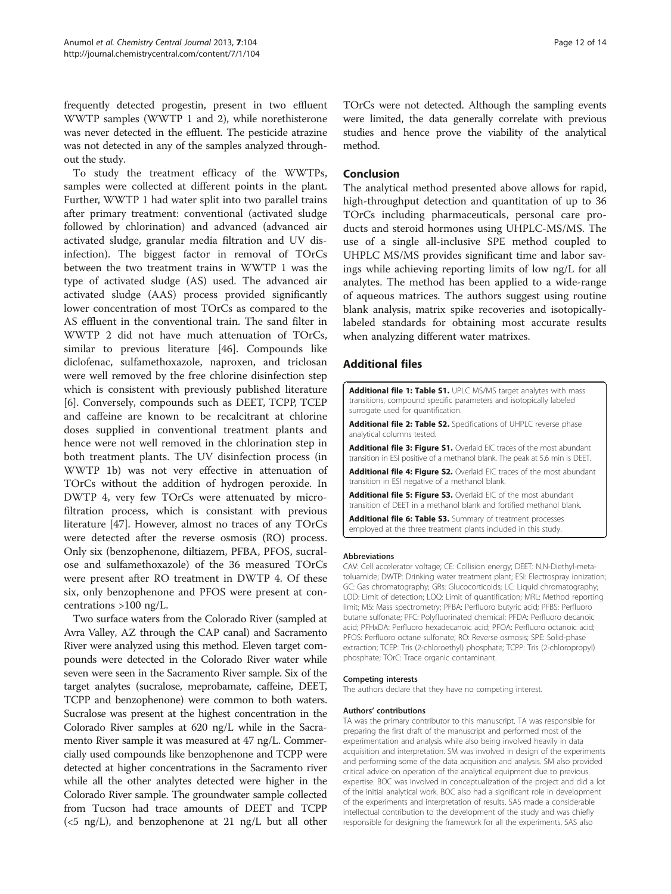frequently detected progestin, present in two effluent WWTP samples (WWTP 1 and 2), while norethisterone was never detected in the effluent. The pesticide atrazine was not detected in any of the samples analyzed throughout the study.

To study the treatment efficacy of the WWTPs, samples were collected at different points in the plant. Further, WWTP 1 had water split into two parallel trains after primary treatment: conventional (activated sludge followed by chlorination) and advanced (advanced air activated sludge, granular media filtration and UV disinfection). The biggest factor in removal of TOrCs between the two treatment trains in WWTP 1 was the type of activated sludge (AS) used. The advanced air activated sludge (AAS) process provided significantly lower concentration of most TOrCs as compared to the AS effluent in the conventional train. The sand filter in WWTP 2 did not have much attenuation of TOrCs, similar to previous literature [46]. Compounds like diclofenac, sulfamethoxazole, naproxen, and triclosan were well removed by the free chlorine disinfection step which is consistent with previously published literature [6]. Conversely, compounds such as DEET, TCPP, TCEP and caffeine are known to be recalcitrant at chlorine doses supplied in conventional treatment plants and hence were not well removed in the chlorination step in both treatment plants. The UV disinfection process (in WWTP 1b) was not very effective in attenuation of TOrCs without the addition of hydrogen peroxide. In DWTP 4, very few TOrCs were attenuated by microfiltration process, which is consistant with previous literature [47]. However, almost no traces of any TOrCs were detected after the reverse osmosis (RO) process. Only six (benzophenone, diltiazem, PFBA, PFOS, sucralose and sulfamethoxazole) of the 36 measured TOrCs were present after RO treatment in DWTP 4. Of these six, only benzophenone and PFOS were present at concentrations >100 ng/L.

Two surface waters from the Colorado River (sampled at Avra Valley, AZ through the CAP canal) and Sacramento River were analyzed using this method. Eleven target compounds were detected in the Colorado River water while seven were seen in the Sacramento River sample. Six of the target analytes (sucralose, meprobamate, caffeine, DEET, TCPP and benzophenone) were common to both waters. Sucralose was present at the highest concentration in the Colorado River samples at 620 ng/L while in the Sacramento River sample it was measured at 47 ng/L. Commercially used compounds like benzophenone and TCPP were detected at higher concentrations in the Sacramento river while all the other analytes detected were higher in the Colorado River sample. The groundwater sample collected from Tucson had trace amounts of DEET and TCPP (<5 ng/L), and benzophenone at 21 ng/L but all other TOrCs were not detected. Although the sampling events were limited, the data generally correlate with previous studies and hence prove the viability of the analytical method.

## Conclusion

The analytical method presented above allows for rapid, high-throughput detection and quantitation of up to 36 TOrCs including pharmaceuticals, personal care products and steroid hormones using UHPLC-MS/MS. The use of a single all-inclusive SPE method coupled to UHPLC MS/MS provides significant time and labor savings while achieving reporting limits of low ng/L for all analytes. The method has been applied to a wide-range of aqueous matrices. The authors suggest using routine blank analysis, matrix spike recoveries and isotopically-labeled standards for obtaining most accurate results when analyzing different water matrixes.

## Additional files

**Additional file 1: Table S1.** UPLC MS/MS target analytes with mass transitions, compound specific parameters and isotopically labeled surrogate used for quantification.

**Additional file 2: Table S2.** Specifications of UHPLC reverse phase analytical columns tested.

**Additional file 3: Figure S1.** Overlaid EIC traces of the most abundant transition in ESI positive of a methanol blank. The peak at 5.6 min is DEET.

**Additional file 4: Figure S2.** Overlaid EIC traces of the most abundant transition in ESI negative of a methanol blank.

**Additional file 5: Figure S3.** Overlaid EIC of the most abundant transition of DEET in a methanol blank and fortified methanol blank.

**Additional file 6: Table S3.** Summary of treatment processes employed at the three treatment plants included in this study.

#### Abbreviations

CAV: Cell accelerator voltage; CE: Collision energy; DEET: N,N-Diethyl-meta-toluamide; DWTP: Drinking water treatment plant; ESI: Electrospray ionization; GC: Gas chromatography; GRs: Glucocorticoids; LC: Liquid chromatography; LOD: Limit of detection; LOQ: Limit of quantification; MRL: Method reporting limit; MS: Mass spectrometry; PFBA: Perfluoro butyric acid; PFBS: Perfluoro butane sulfonate; PFC: Polyfluorinated chemical; PFDA: Perfluoro decanoic acid; PFHxDA: Perfluoro hexadecanoic acid; PFOA: Perfluoro octanoic acid; PFOS: Perfluoro octane sulfonate; RO: Reverse osmosis; SPE: Solid-phase extraction; TCEP: Tris (2-chloroethyl) phosphate; TCPP: Tris (2-chloropropyl) phosphate; TOrC: Trace organic contaminant.

#### Competing interests

The authors declare that they have no competing interest.

#### Authors' contributions

TA was the primary contributor to this manuscript. TA was responsible for preparing the first draft of the manuscript and performed most of the experimentation and analysis while also being involved heavily in data acquisition and interpretation. SM was involved in design of the experiments and performing some of the data acquisition and analysis. SM also provided critical advice on operation of the analytical equipment due to previous expertise. BOC was involved in conceptualization of the project and did a lot of the initial analytical work. BOC also had a significant role in development of the experiments and interpretation of results. SAS made a considerable intellectual contribution to the development of the study and was chiefly responsible for designing the framework for all the experiments. SAS also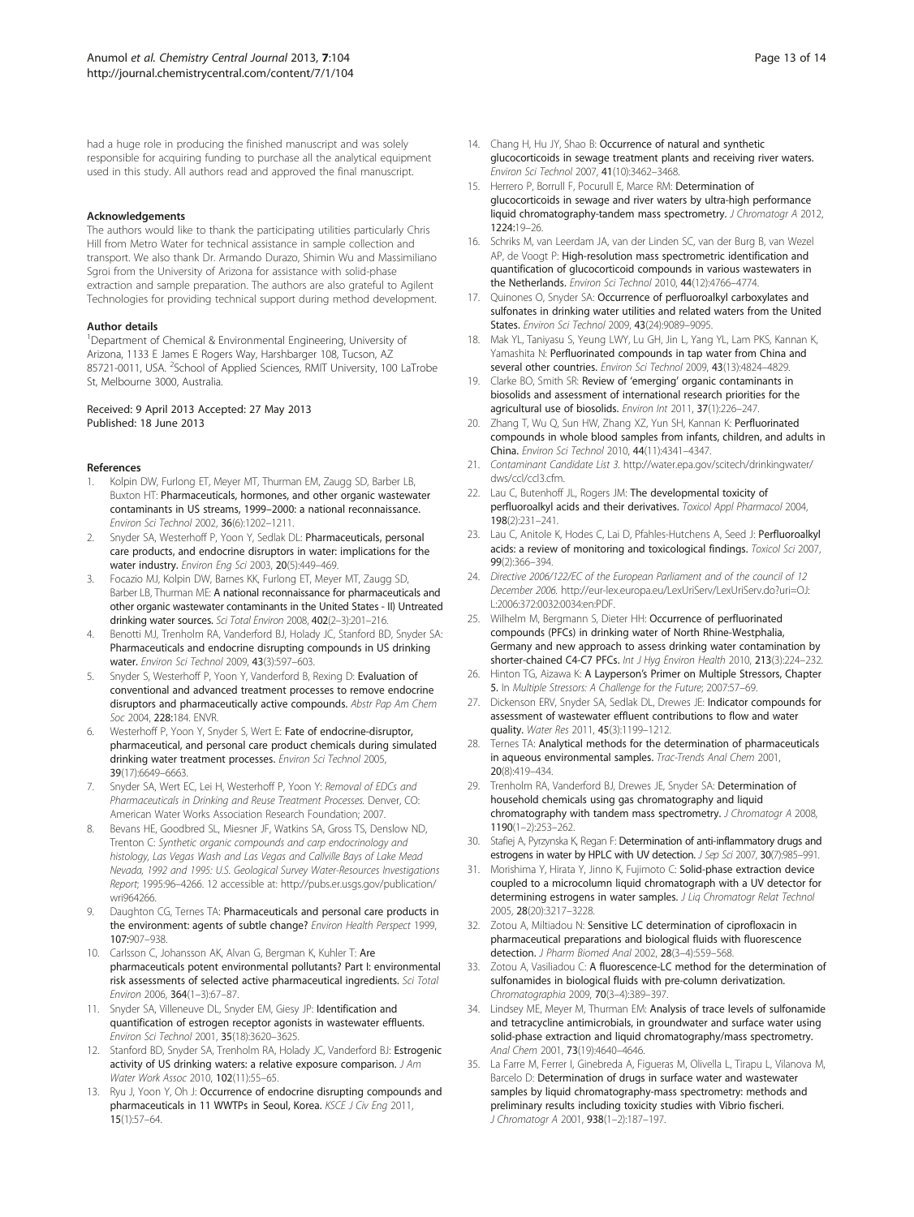had a huge role in producing the finished manuscript and was solely responsible for acquiring funding to purchase all the analytical equipment used in this study. All authors read and approved the final manuscript.

#### Acknowledgements

The authors would like to thank the participating utilities particularly Chris Hill from Metro Water for technical assistance in sample collection and transport. We also thank Dr. Armando Durazo, Shimin Wu and Massimiliano Sgroi from the University of Arizona for assistance with solid-phase extraction and sample preparation. The authors are also grateful to Agilent Technologies for providing technical support during method development.

#### Author details

[1]Department of Chemical & Environmental Engineering, University of Arizona, 1133 E James E Rogers Way, Harshbarger 108, Tucson, AZ 85721-0011, USA. [2]School of Applied Sciences, RMIT University, 100 LaTrobe St, Melbourne 3000, Australia.

Received: 9 April 2013 Accepted: 27 May 2013
Published: 18 June 2013

#### References

1. Kolpin DW, Furlong ET, Meyer MT, Thurman EM, Zaugg SD, Barber LB, Buxton HT: **Pharmaceuticals, hormones, and other organic wastewater contaminants in US streams, 1999–2000: a national reconnaissance.** *Environ Sci Technol* 2002, **36**(6):1202–1211.
2. Snyder SA, Westerhoff P, Yoon Y, Sedlak DL: **Pharmaceuticals, personal care products, and endocrine disruptors in water: implications for the water industry.** *Environ Eng Sci* 2003, **20**(5):449–469.
3. Focazio MJ, Kolpin DW, Barnes KK, Furlong ET, Meyer MT, Zaugg SD, Barber LB, Thurman ME: **A national reconnaissance for pharmaceuticals and other organic wastewater contaminants in the United States - II) Untreated drinking water sources.** *Sci Total Environ* 2008, **402**(2–3):201–216.
4. Benotti MJ, Trenholm RA, Vanderford BJ, Holady JC, Stanford BD, Snyder SA: **Pharmaceuticals and endocrine disrupting compounds in US drinking water.** *Environ Sci Technol* 2009, **43**(3):597–603.
5. Snyder S, Westerhoff P, Yoon Y, Vanderford B, Rexing D: **Evaluation of conventional and advanced treatment processes to remove endocrine disruptors and pharmaceutically active compounds.** *Abstr Pap Am Chem Soc* 2004, **228:**184. ENVR.
6. Westerhoff P, Yoon Y, Snyder S, Wert E: **Fate of endocrine-disruptor, pharmaceutical, and personal care product chemicals during simulated drinking water treatment processes.** *Environ Sci Technol* 2005, **39**(17):6649–6663.
7. Snyder SA, Wert EC, Lei H, Westerhoff P, Yoon Y: *Removal of EDCs and Pharmaceuticals in Drinking and Reuse Treatment Processes.* Denver, CO: American Water Works Association Research Foundation; 2007.
8. Bevans HE, Goodbred SL, Miesner JF, Watkins SA, Gross TS, Denslow ND, Trenton C: *Synthetic organic compounds and carp endocrinology and histology, Las Vegas Wash and Las Vegas and Callville Bays of Lake Mead Nevada, 1992 and 1995: U.S. Geological Survey Water-Resources Investigations Report*; 1995:96–4266. 12 accessible at: http://pubs.er.usgs.gov/publication/wri964266.
9. Daughton CG, Ternes TA: **Pharmaceuticals and personal care products in the environment: agents of subtle change?** *Environ Health Perspect* 1999, **107:**907–938.
10. Carlsson C, Johansson AK, Alvan G, Bergman K, Kuhler T: **Are pharmaceuticals potent environmental pollutants? Part I: environmental risk assessments of selected active pharmaceutical ingredients.** *Sci Total Environ* 2006, **364**(1–3):67–87.
11. Snyder SA, Villeneuve DL, Snyder EM, Giesy JP: **Identification and quantification of estrogen receptor agonists in wastewater effluents.** *Environ Sci Technol* 2001, **35**(18):3620–3625.
12. Stanford BD, Snyder SA, Trenholm RA, Holady JC, Vanderford BJ: **Estrogenic activity of US drinking waters: a relative exposure comparison.** *J Am Water Work Assoc* 2010, **102**(11):55–65.
13. Ryu J, Yoon Y, Oh J: **Occurrence of endocrine disrupting compounds and pharmaceuticals in 11 WWTPs in Seoul, Korea.** *KSCE J Civ Eng* 2011, **15**(1):57–64.
14. Chang H, Hu JY, Shao B: **Occurrence of natural and synthetic glucocorticoids in sewage treatment plants and receiving river waters.** *Environ Sci Technol* 2007, **41**(10):3462–3468.
15. Herrero P, Borrull F, Pocurull E, Marce RM: **Determination of glucocorticoids in sewage and river waters by ultra-high performance liquid chromatography-tandem mass spectrometry.** *J Chromatogr A* 2012, **1224:**19–26.
16. Schriks M, van Leerdam JA, van der Linden SC, van der Burg B, van Wezel AP, de Voogt P: **High-resolution mass spectrometric identification and quantification of glucocorticoid compounds in various wastewaters in the Netherlands.** *Environ Sci Technol* 2010, **44**(12):4766–4774.
17. Quinones O, Snyder SA: **Occurrence of perfluoroalkyl carboxylates and sulfonates in drinking water utilities and related waters from the United States.** *Environ Sci Technol* 2009, **43**(24):9089–9095.
18. Mak YL, Taniyasu S, Yeung LWY, Lu GH, Jin L, Yang YL, Lam PKS, Kannan K, Yamashita N: **Perfluorinated compounds in tap water from China and several other countries.** *Environ Sci Technol* 2009, **43**(13):4824–4829.
19. Clarke BO, Smith SR: **Review of 'emerging' organic contaminants in biosolids and assessment of international research priorities for the agricultural use of biosolids.** *Environ Int* 2011, **37**(1):226–247.
20. Zhang T, Wu Q, Sun HW, Zhang XZ, Yun SH, Kannan K: **Perfluorinated compounds in whole blood samples from infants, children, and adults in China.** *Environ Sci Technol* 2010, **44**(11):4341–4347.
21. *Contaminant Candidate List 3.* http://water.epa.gov/scitech/drinkingwater/dws/ccl/ccl3.cfm.
22. Lau C, Butenhoff JL, Rogers JM: **The developmental toxicity of perfluoroalkyl acids and their derivatives.** *Toxicol Appl Pharmacol* 2004, **198**(2):231–241.
23. Lau C, Anitole K, Hodes C, Lai D, Pfahles-Hutchens A, Seed J: **Perfluoroalkyl acids: a review of monitoring and toxicological findings.** *Toxicol Sci* 2007, **99**(2):366–394.
24. *Directive 2006/122/EC of the European Parliament and of the council of 12 December 2006.* http://eur-lex.europa.eu/LexUriServ/LexUriServ.do?uri=OJ:L:2006:372:0032:0034:en:PDF.
25. Wilhelm M, Bergmann S, Dieter HH: **Occurrence of perfluorinated compounds (PFCs) in drinking water of North Rhine-Westphalia, Germany and new approach to assess drinking water contamination by shorter-chained C4-C7 PFCs.** *Int J Hyg Environ Health* 2010, **213**(3):224–232.
26. Hinton TG, Aizawa K: **A Layperson's Primer on Multiple Stressors, Chapter 5.** In *Multiple Stressors: A Challenge for the Future*; 2007:57–69.
27. Dickenson ERV, Snyder SA, Sedlak DL, Drewes JE: **Indicator compounds for assessment of wastewater effluent contributions to flow and water quality.** *Water Res* 2011, **45**(3):1199–1212.
28. Ternes TA: **Analytical methods for the determination of pharmaceuticals in aqueous environmental samples.** *Trac-Trends Anal Chem* 2001, **20**(8):419–434.
29. Trenholm RA, Vanderford BJ, Drewes JE, Snyder SA: **Determination of household chemicals using gas chromatography and liquid chromatography with tandem mass spectrometry.** *J Chromatogr A* 2008, **1190**(1–2):253–262.
30. Stafiej A, Pyrzynska K, Regan F: **Determination of anti-inflammatory drugs and estrogens in water by HPLC with UV detection.** *J Sep Sci* 2007, **30**(7):985–991.
31. Morishima Y, Hirata Y, Jinno K, Fujimoto C: **Solid-phase extraction device coupled to a microcolumn liquid chromatograph with a UV detector for determining estrogens in water samples.** *J Liq Chromatogr Relat Technol* 2005, **28**(20):3217–3228.
32. Zotou A, Miltiadou N: **Sensitive LC determination of ciprofloxacin in pharmaceutical preparations and biological fluids with fluorescence detection.** *J Pharm Biomed Anal* 2002, **28**(3–4):559–568.
33. Zotou A, Vasiliadou C: **A fluorescence-LC method for the determination of sulfonamides in biological fluids with pre-column derivatization.** *Chromatographia* 2009, **70**(3–4):389–397.
34. Lindsey ME, Meyer M, Thurman EM: **Analysis of trace levels of sulfonamide and tetracycline antimicrobials, in groundwater and surface water using solid-phase extraction and liquid chromatography/mass spectrometry.** *Anal Chem* 2001, **73**(19):4640–4646.
35. La Farre M, Ferrer I, Ginebreda A, Figueras M, Olivella L, Tirapu L, Vilanova M, Barcelo D: **Determination of drugs in surface water and wastewater samples by liquid chromatography-mass spectrometry: methods and preliminary results including toxicity studies with Vibrio fischeri.** *J Chromatogr A* 2001, **938**(1–2):187–197.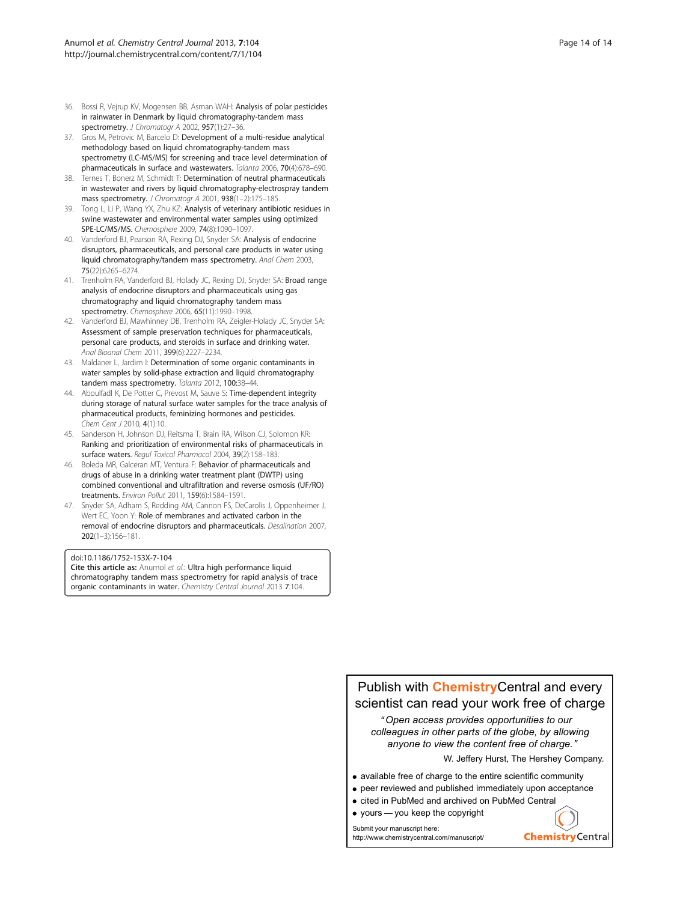36. Bossi R, Vejrup KV, Mogensen BB, Asman WAH: **Analysis of polar pesticides in rainwater in Denmark by liquid chromatography-tandem mass spectrometry.** *J Chromatogr A* 2002, **957**(1):27–36.
37. Gros M, Petrovic M, Barcelo D: **Development of a multi-residue analytical methodology based on liquid chromatography-tandem mass spectrometry (LC-MS/MS) for screening and trace level determination of pharmaceuticals in surface and wastewaters.** *Talanta* 2006, **70**(4):678–690.
38. Ternes T, Bonerz M, Schmidt T: **Determination of neutral pharmaceuticals in wastewater and rivers by liquid chromatography-electrospray tandem mass spectrometry.** *J Chromatogr A* 2001, **938**(1–2):175–185.
39. Tong L, Li P, Wang YX, Zhu KZ: **Analysis of veterinary antibiotic residues in swine wastewater and environmental water samples using optimized SPE-LC/MS/MS.** *Chemosphere* 2009, **74**(8):1090–1097.
40. Vanderford BJ, Pearson RA, Rexing DJ, Snyder SA: **Analysis of endocrine disruptors, pharmaceuticals, and personal care products in water using liquid chromatography/tandem mass spectrometry.** *Anal Chem* 2003, **75**(22):6265–6274.
41. Trenholm RA, Vanderford BJ, Holady JC, Rexing DJ, Snyder SA: **Broad range analysis of endocrine disruptors and pharmaceuticals using gas chromatography and liquid chromatography tandem mass spectrometry.** *Chemosphere* 2006, **65**(11):1990–1998.
42. Vanderford BJ, Mawhinney DB, Trenholm RA, Zeigler-Holady JC, Snyder SA: **Assessment of sample preservation techniques for pharmaceuticals, personal care products, and steroids in surface and drinking water.** *Anal Bioanal Chem* 2011, **399**(6):2227–2234.
43. Maldaner L, Jardim I: **Determination of some organic contaminants in water samples by solid-phase extraction and liquid chromatography tandem mass spectrometry.** *Talanta* 2012, **100**:38–44.
44. Aboulfadl K, De Potter C, Prevost M, Sauve S: **Time-dependent integrity during storage of natural surface water samples for the trace analysis of pharmaceutical products, feminizing hormones and pesticides.** *Chem Cent J* 2010, **4**(1):10.
45. Sanderson H, Johnson DJ, Reitsma T, Brain RA, Wilson CJ, Solomon KR: **Ranking and prioritization of environmental risks of pharmaceuticals in surface waters.** *Regul Toxicol Pharmacol* 2004, **39**(2):158–183.
46. Boleda MR, Galceran MT, Ventura F: **Behavior of pharmaceuticals and drugs of abuse in a drinking water treatment plant (DWTP) using combined conventional and ultrafiltration and reverse osmosis (UF/RO) treatments.** *Environ Pollut* 2011, **159**(6):1584–1591.
47. Snyder SA, Adham S, Redding AM, Cannon FS, DeCarolis J, Oppenheimer J, Wert EC, Yoon Y: **Role of membranes and activated carbon in the removal of endocrine disruptors and pharmaceuticals.** *Desalination* 2007, **202**(1–3):156–181.

doi:10.1186/1752-153X-7-104
**Cite this article as:** Anumol *et al.*: Ultra high performance liquid chromatography tandem mass spectrometry for rapid analysis of trace organic contaminants in water. *Chemistry Central Journal* 2013 **7**:104.

Publish with ChemistryCentral and every scientist can read your work free of charge

*"Open access provides opportunities to our colleagues in other parts of the globe, by allowing anyone to view the content free of charge."*

W. Jeffery Hurst, The Hershey Company.

- available free of charge to the entire scientific community
- peer reviewed and published immediately upon acceptance
- cited in PubMed and archived on PubMed Central
- yours — you keep the copyright

Submit your manuscript here:
http://www.chemistrycentral.com/manuscript/

ChemistryCentral